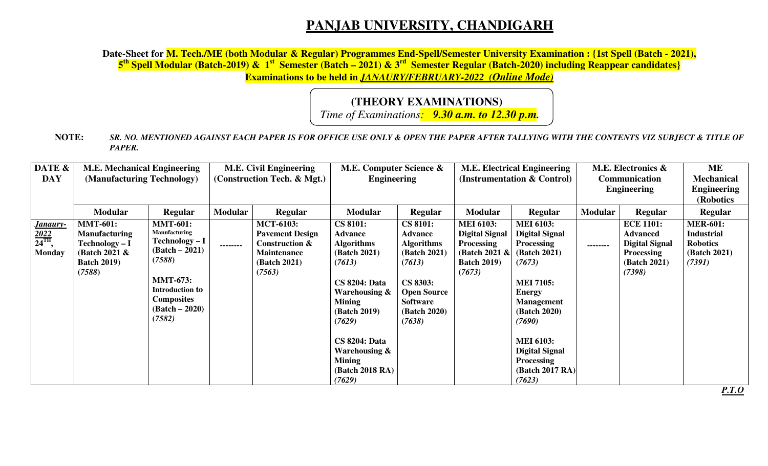# PANJAB UNIVERSITY, CHANDIGARH

**Date-Sheet for M. Tech./ME (both Modular & Regular) Programmes End-Spell/Semester University Examination : {1st Spell (Batch - 2021), 5th Spell Modular (Batch-2019) & 1st Semester (Batch – 2021) & 3rd Semester Regular (Batch-2020) including Reappear candidates}**
**Examinations to be held in *JANAURY/FEBRUARY-2022 (Online Mode)***

**(THEORY EXAMINATIONS)**
*Time of Examinations: **9.30 a.m. to 12.30 p.m.***

**NOTE:** ***SR. NO. MENTIONED AGAINST EACH PAPER IS FOR OFFICE USE ONLY & OPEN THE PAPER AFTER TALLYING WITH THE CONTENTS VIZ SUBJECT & TITLE OF PAPER.***

| DATE & DAY | M.E. Mechanical Engineering (Manufacturing Technology) | | M.E. Civil Engineering (Construction Tech. & Mgt.) | | M.E. Computer Science & Engineering | | M.E. Electrical Engineering (Instrumentation & Control) | | M.E. Electronics & Communication Engineering | | ME Mechanical Engineering (Robotics |
|---|---|---|---|---|---|---|---|---|---|---|---|
| | **Modular** | **Regular** | **Modular** | **Regular** | **Modular** | **Regular** | **Modular** | **Regular** | **Modular** | **Regular** | **Regular** |
| ***Janaury-2022 24TH*, Monday** | **MMT-601: Manufacturing Technology – I (Batch 2021 & Batch 2019) (*7588*)** | **MMT-601: Manufacturing Technology – I (Batch – 2021) (*7588*)**<br><br>**MMT-673: Introduction to Composites (Batch – 2020) (*7582*)** | -------- | **MCT-6103: Pavement Design Construction & Maintenance (Batch 2021) (*7563*)** | **CS 8101: Advance Algorithms (Batch 2021) (*7613*)**<br><br>**CS 8204: Data Warehousing & Mining (Batch 2019) (*7629*)**<br><br>**CS 8204: Data Warehousing & Mining (Batch 2018 RA) (*7629*)** | **CS 8101: Advance Algorithms (Batch 2021) (*7613*)**<br><br>**CS 8303: Open Source Software (Batch 2020) (*7638*)** | **MEI 6103: Digital Signal Processing (Batch 2021 & Batch 2019) (*7673*)** | **MEI 6103: Digital Signal Processing (Batch 2021) (*7673*)**<br><br>**MEI 7105: Energy Management (Batch 2020) (*7690*)**<br><br>**MEI 6103: Digital Signal Processing (Batch 2017 RA) (*7623*)** | -------- | **ECE 1101: Advanced Digital Signal Processing (Batch 2021) (*7398*)** | **MER-601: Industrial Robotics (Batch 2021) (*7391*)** |

***P.T.O***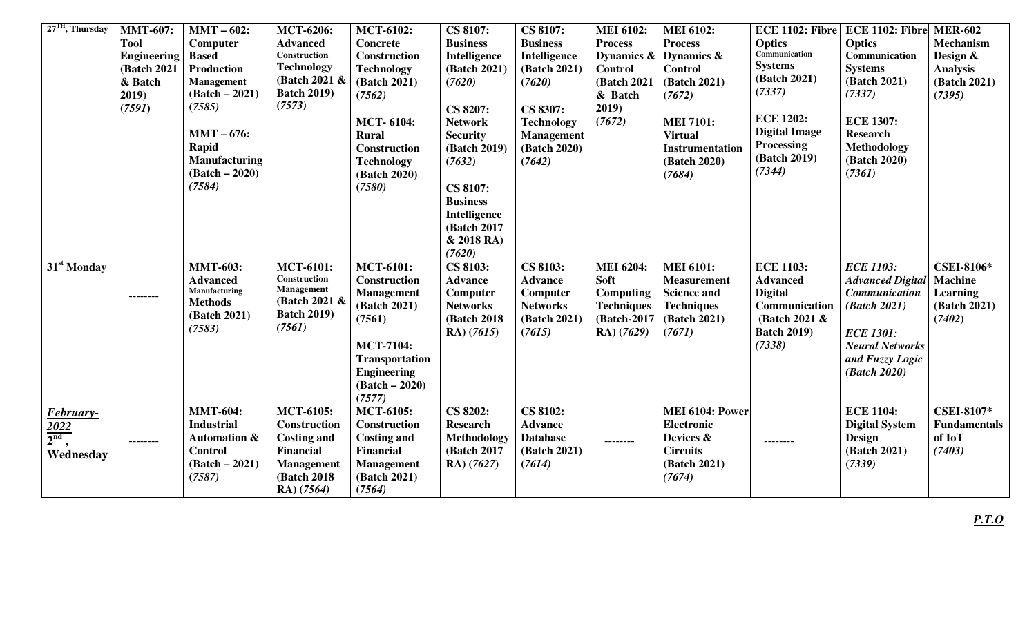| 27[TH], Thursday | MMT-607: Tool Engineering (Batch 2021 & Batch 2019) *(7591)* | MMT – 602: Computer Based Production Management (Batch – 2021) *(7585)*<br><br>MMT – 676: Rapid Manufacturing (Batch – 2020) *(7584)* | MCT-6206: Advanced Construction Technology (Batch 2021 & Batch 2019) *(7573)* | MCT-6102: Concrete Construction Technology (Batch 2021) *(7562)*<br><br>MCT- 6104: Rural Construction Technology (Batch 2020) *(7580)* | CS 8107: Business Intelligence (Batch 2021) *(7620)*<br><br>CS 8207: Network Security (Batch 2019) *(7632)*<br><br>CS 8107: Business Intelligence (Batch 2017 & 2018 RA) *(7620)* | CS 8107: Business Intelligence (Batch 2021) *(7620)*<br><br>CS 8307: Technology Management (Batch 2020) *(7642)* | MEI 6102: Process Dynamics & Control (Batch 2021 & Batch 2019) *(7672)* | MEI 6102: Process Dynamics & Control (Batch 2021) *(7672)*<br><br>MEI 7101: Virtual Instrumentation (Batch 2020) *(7684)* | ECE 1102: Fibre Optics Communication Systems (Batch 2021) *(7337)*<br><br>ECE 1202: Digital Image Processing (Batch 2019) *(7344)* | ECE 1102: Fibre Optics Communication Systems (Batch 2021) *(7337)*<br><br>ECE 1307: Research Methodology (Batch 2020) *(7361)* | MER-602 Mechanism Design & Analysis (Batch 2021) *(7395)* |
|---|---|---|---|---|---|---|---|---|---|---|---|
| 31[st] Monday | -------- | MMT-603: Advanced Manufacturing Methods (Batch 2021) *(7583)* | MCT-6101: Construction Management (Batch 2021 & Batch 2019) *(7561)* | MCT-6101: Construction Management (Batch 2021) (7561)<br><br>MCT-7104: Transportation Engineering (Batch – 2020) *(7577)* | CS 8103: Advance Computer Networks (Batch 2018 RA) *(7615)* | CS 8103: Advance Computer Networks (Batch 2021) *(7615)* | MEI 6204: Soft Computing Techniques (Batch-2017 RA) *(7629)* | MEI 6101: Measurement Science and Techniques (Batch 2021) *(7671)* | ECE 1103: Advanced Digital Communication (Batch 2021 & Batch 2019) *(7338)* | *ECE 1103: Advanced Digital Communication (Batch 2021)*<br><br>*ECE 1301: Neural Networks and Fuzzy Logic (Batch 2020)* | CSEI-8106* Machine Learning (Batch 2021) *(7402)* |
| ***February-2022*** 2[nd], Wednesday | -------- | MMT-604: Industrial Automation & Control (Batch – 2021) *(7587)* | MCT-6105: Construction Costing and Financial Management (Batch 2018 RA) *(7564)* | MCT-6105: Construction Costing and Financial Management (Batch 2021) *(7564)* | CS 8202: Research Methodology (Batch 2017 RA) *(7627)* | CS 8102: Advance Database (Batch 2021) *(7614)* | -------- | MEI 6104: Power Electronic Devices & Circuits (Batch 2021) *(7674)* | -------- | ECE 1104: Digital System Design (Batch 2021) *(7339)* | CSEI-8107* Fundamentals of IoT *(7403)* |

***P.T.O***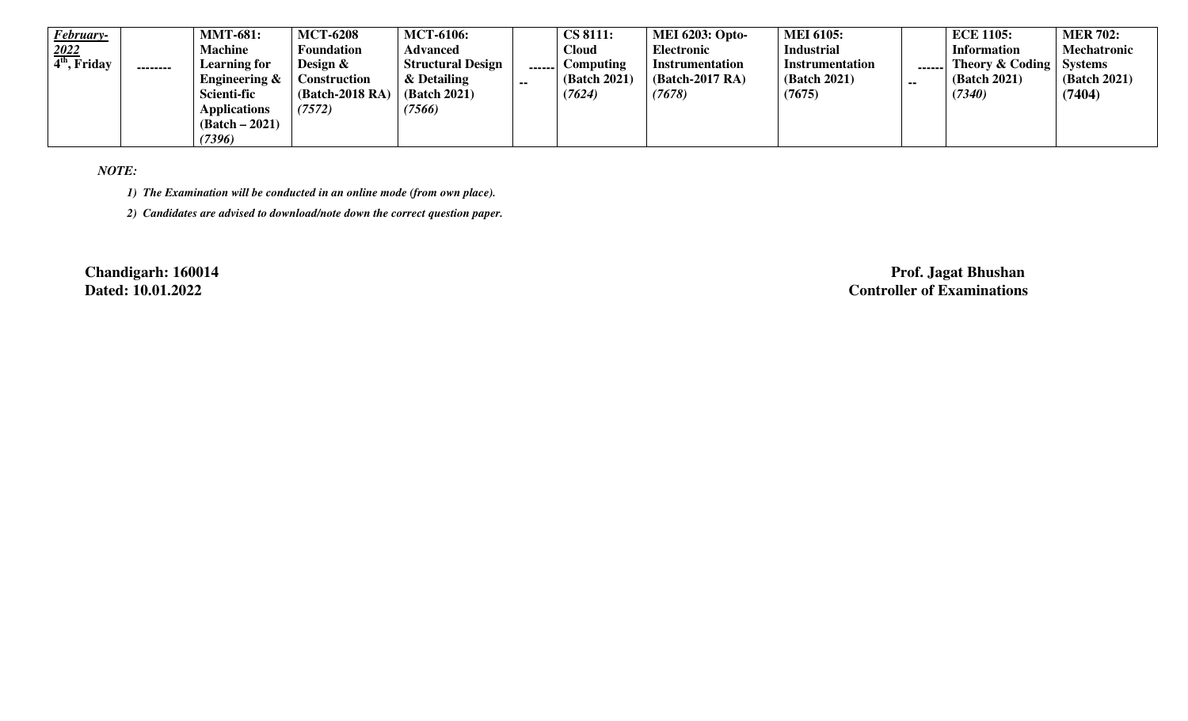| | | | | | | | | | | | |
|---|---|---|---|---|---|---|---|---|---|---|---|
| ***February-2022*** **4th, Friday** | -------- | **MMT-681: Machine Learning for Engineering & Scienti-fic Applications (Batch – 2021)** ***(7396)*** | **MCT-6208 Foundation Design & Construction (Batch-2018 RA)** ***(7572)*** | **MCT-6106: Advanced Structural Design & Detailing (Batch 2021)** ***(7566)*** | -------- | **CS 8111: Cloud Computing (Batch 2021)** ***(7624)*** | **MEI 6203: Opto-Electronic Instrumentation (Batch-2017 RA)** ***(7678)*** | **MEI 6105: Industrial Instrumentation (Batch 2021) (7675)** | -------- | **ECE 1105: Information Theory & Coding (Batch 2021)** ***(7340)*** | **MER 702: Mechatronic Systems (Batch 2021) (7404)** |

***NOTE:***

1) ***The Examination will be conducted in an online mode (from own place).***
2) ***Candidates are advised to download/note down the correct question paper.***

**Chandigarh: 160014**
**Dated: 10.01.2022**

**Prof. Jagat Bhushan**
**Controller of Examinations**